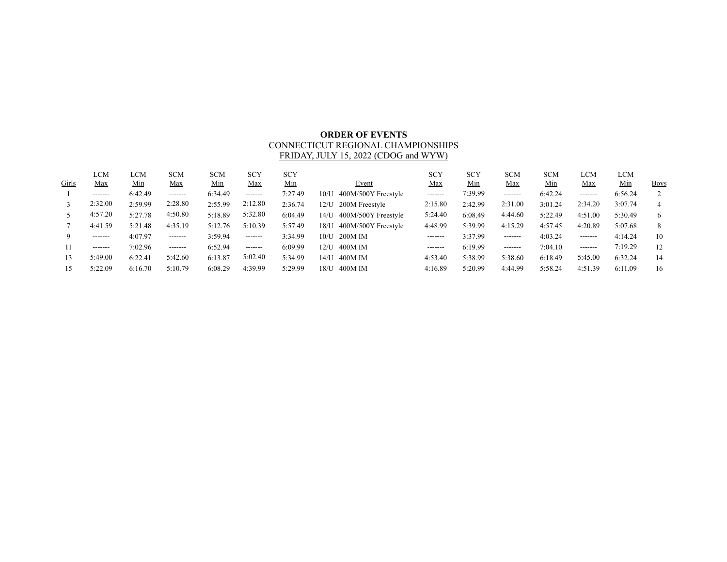**ORDER OF EVENTS**

CONNECTICUT REGIONAL CHAMPIONSHIPS

FRIDAY, JULY 15, 2022 (CDOG and WYW)

| Girls | LCM Max | LCM Min | SCM Max | SCM Min | SCY Max | SCY Min | Event | SCY Max | SCY Min | SCM Max | SCM Min | LCM Max | LCM Min | Boys |
|---|---|---|---|---|---|---|---|---|---|---|---|---|---|---|
| 1 | ------- | 6:42.49 | ------- | 6:34.49 | ------- | 7:27.49 | 10/U 400M/500Y Freestyle | ------- | 7:39.99 | ------- | 6:42.24 | ------- | 6:56.24 | 2 |
| 3 | 2:32.00 | 2:59.99 | 2:28.80 | 2:55.99 | 2:12.80 | 2:36.74 | 12/U 200M Freestyle | 2:15.80 | 2:42.99 | 2:31.00 | 3:01.24 | 2:34.20 | 3:07.74 | 4 |
| 5 | 4:57.20 | 5:27.78 | 4:50.80 | 5:18.89 | 5:32.80 | 6:04.49 | 14/U 400M/500Y Freestyle | 5:24.40 | 6:08.49 | 4:44.60 | 5:22.49 | 4:51.00 | 5:30.49 | 6 |
| 7 | 4:41.59 | 5:21.48 | 4:35.19 | 5:12.76 | 5:10.39 | 5:57.49 | 18/U 400M/500Y Freestyle | 4:48.99 | 5:39.99 | 4:15.29 | 4:57.45 | 4:20.89 | 5:07.68 | 8 |
| 9 | ------- | 4:07.97 | ------- | 3:59.94 | ------- | 3:34.99 | 10/U 200M IM | ------- | 3:37.99 | ------- | 4:03.24 | ------- | 4:14.24 | 10 |
| 11 | ------- | 7:02.96 | ------- | 6:52.94 | ------- | 6:09.99 | 12/U 400M IM | ------- | 6:19.99 | ------- | 7:04.10 | ------- | 7:19.29 | 12 |
| 13 | 5:49.00 | 6:22.41 | 5:42.60 | 6:13.87 | 5:02.40 | 5:34.99 | 14/U 400M IM | 4:53.40 | 5:38.99 | 5:38.60 | 6:18.49 | 5:45.00 | 6:32.24 | 14 |
| 15 | 5:22.09 | 6:16.70 | 5:10.79 | 6:08.29 | 4:39.99 | 5:29.99 | 18/U 400M IM | 4:16.89 | 5:20.99 | 4:44.99 | 5:58.24 | 4:51.39 | 6:11.09 | 16 |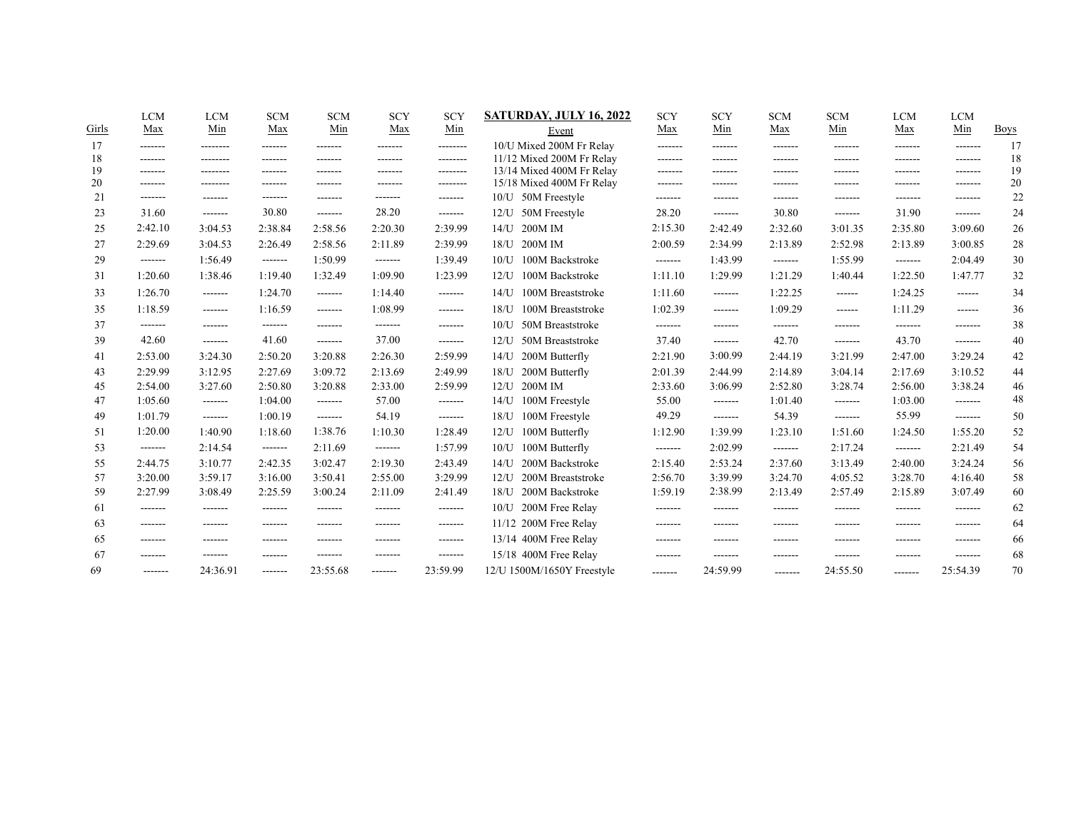| Girls | LCM Max | LCM Min | SCM Max | SCM Min | SCY Max | SCY Min | SATURDAY, JULY 16, 2022 Event | SCY Max | SCY Min | SCM Max | SCM Min | LCM Max | LCM Min | Boys |
|---|---|---|---|---|---|---|---|---|---|---|---|---|---|---|
| 17 | ------- | -------- | ------- | ------- | ------- | -------- | 10/U Mixed 200M Fr Relay | ------- | ------- | ------- | ------- | ------- | ------- | 17 |
| 18 | ------- | -------- | ------- | ------- | ------- | -------- | 11/12 Mixed 200M Fr Relay | ------- | ------- | ------- | ------- | ------- | ------- | 18 |
| 19 | ------- | -------- | ------- | ------- | ------- | -------- | 13/14 Mixed 400M Fr Relay | ------- | ------- | ------- | ------- | ------- | ------- | 19 |
| 20 | ------- | -------- | ------- | ------- | ------- | -------- | 15/18 Mixed 400M Fr Relay | ------- | ------- | ------- | ------- | ------- | ------- | 20 |
| 21 | ------- | ------- | ------- | ------- | ------- | ------- | 10/U 50M Freestyle | ------- | ------- | ------- | ------- | ------- | ------- | 22 |
| 23 | 31.60 | ------- | 30.80 | ------- | 28.20 | ------- | 12/U 50M Freestyle | 28.20 | ------- | 30.80 | ------- | 31.90 | ------- | 24 |
| 25 | 2:42.10 | 3:04.53 | 2:38.84 | 2:58.56 | 2:20.30 | 2:39.99 | 14/U 200M IM | 2:15.30 | 2:42.49 | 2:32.60 | 3:01.35 | 2:35.80 | 3:09.60 | 26 |
| 27 | 2:29.69 | 3:04.53 | 2:26.49 | 2:58.56 | 2:11.89 | 2:39.99 | 18/U 200M IM | 2:00.59 | 2:34.99 | 2:13.89 | 2:52.98 | 2:13.89 | 3:00.85 | 28 |
| 29 | ------- | 1:56.49 | ------- | 1:50.99 | ------- | 1:39.49 | 10/U 100M Backstroke | ------- | 1:43.99 | ------- | 1:55.99 | ------- | 2:04.49 | 30 |
| 31 | 1:20.60 | 1:38.46 | 1:19.40 | 1:32.49 | 1:09.90 | 1:23.99 | 12/U 100M Backstroke | 1:11.10 | 1:29.99 | 1:21.29 | 1:40.44 | 1:22.50 | 1:47.77 | 32 |
| 33 | 1:26.70 | ------- | 1:24.70 | ------- | 1:14.40 | ------- | 14/U 100M Breaststroke | 1:11.60 | ------- | 1:22.25 | ------ | 1:24.25 | ------ | 34 |
| 35 | 1:18.59 | ------- | 1:16.59 | ------- | 1:08.99 | ------- | 18/U 100M Breaststroke | 1:02.39 | ------- | 1:09.29 | ------ | 1:11.29 | ------ | 36 |
| 37 | ------- | ------- | ------- | ------- | ------- | ------- | 10/U 50M Breaststroke | ------- | ------- | ------- | ------- | ------- | ------- | 38 |
| 39 | 42.60 | ------- | 41.60 | ------- | 37.00 | ------- | 12/U 50M Breaststroke | 37.40 | ------- | 42.70 | ------- | 43.70 | ------- | 40 |
| 41 | 2:53.00 | 3:24.30 | 2:50.20 | 3:20.88 | 2:26.30 | 2:59.99 | 14/U 200M Butterfly | 2:21.90 | 3:00.99 | 2:44.19 | 3:21.99 | 2:47.00 | 3:29.24 | 42 |
| 43 | 2:29.99 | 3:12.95 | 2:27.69 | 3:09.72 | 2:13.69 | 2:49.99 | 18/U 200M Butterfly | 2:01.39 | 2:44.99 | 2:14.89 | 3:04.14 | 2:17.69 | 3:10.52 | 44 |
| 45 | 2:54.00 | 3:27.60 | 2:50.80 | 3:20.88 | 2:33.00 | 2:59.99 | 12/U 200M IM | 2:33.60 | 3:06.99 | 2:52.80 | 3:28.74 | 2:56.00 | 3:38.24 | 46 |
| 47 | 1:05.60 | ------- | 1:04.00 | ------- | 57.00 | ------- | 14/U 100M Freestyle | 55.00 | ------- | 1:01.40 | ------- | 1:03.00 | ------- | 48 |
| 49 | 1:01.79 | ------- | 1:00.19 | ------- | 54.19 | ------- | 18/U 100M Freestyle | 49.29 | ------- | 54.39 | ------- | 55.99 | ------- | 50 |
| 51 | 1:20.00 | 1:40.90 | 1:18.60 | 1:38.76 | 1:10.30 | 1:28.49 | 12/U 100M Butterfly | 1:12.90 | 1:39.99 | 1:23.10 | 1:51.60 | 1:24.50 | 1:55.20 | 52 |
| 53 | ------- | 2:14.54 | ------- | 2:11.69 | ------- | 1:57.99 | 10/U 100M Butterfly | ------- | 2:02.99 | ------- | 2:17.24 | ------- | 2:21.49 | 54 |
| 55 | 2:44.75 | 3:10.77 | 2:42.35 | 3:02.47 | 2:19.30 | 2:43.49 | 14/U 200M Backstroke | 2:15.40 | 2:53.24 | 2:37.60 | 3:13.49 | 2:40.00 | 3:24.24 | 56 |
| 57 | 3:20.00 | 3:59.17 | 3:16.00 | 3:50.41 | 2:55.00 | 3:29.99 | 12/U 200M Breaststroke | 2:56.70 | 3:39.99 | 3:24.70 | 4:05.52 | 3:28.70 | 4:16.40 | 58 |
| 59 | 2:27.99 | 3:08.49 | 2:25.59 | 3:00.24 | 2:11.09 | 2:41.49 | 18/U 200M Backstroke | 1:59.19 | 2:38.99 | 2:13.49 | 2:57.49 | 2:15.89 | 3:07.49 | 60 |
| 61 | ------- | ------- | ------- | ------- | ------- | ------- | 10/U 200M Free Relay | ------- | ------- | ------- | ------- | ------- | ------- | 62 |
| 63 | ------- | ------- | ------- | ------- | ------- | ------- | 11/12 200M Free Relay | ------- | ------- | ------- | ------- | ------- | ------- | 64 |
| 65 | ------- | ------- | ------- | ------- | ------- | ------- | 13/14 400M Free Relay | ------- | ------- | ------- | ------- | ------- | ------- | 66 |
| 67 | ------- | ------- | ------- | ------- | ------- | ------- | 15/18 400M Free Relay | ------- | ------- | ------- | ------- | ------- | ------- | 68 |
| 69 | ------- | 24:36.91 | ------- | 23:55.68 | ------- | 23:59.99 | 12/U 1500M/1650Y Freestyle | ------- | 24:59.99 | ------- | 24:55.50 | ------- | 25:54.39 | 70 |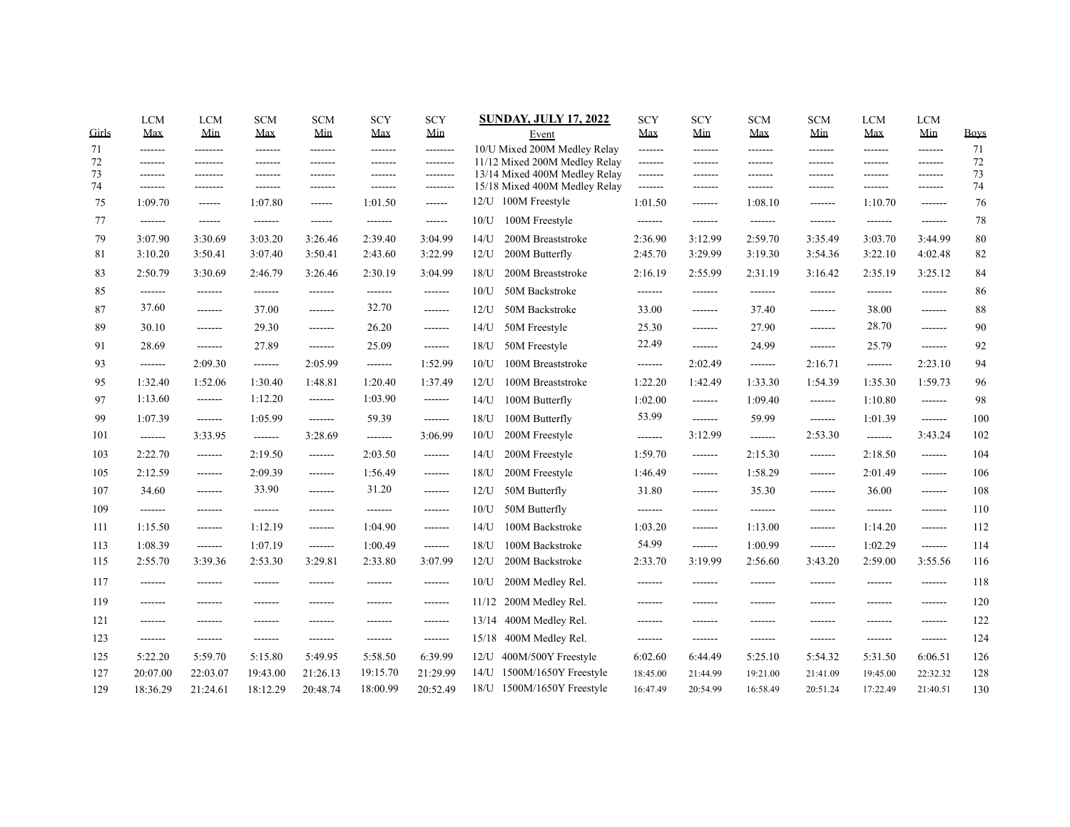| Girls | LCM Max | LCM Min | SCM Max | SCM Min | SCY Max | SCY Min | **SUNDAY, JULY 17, 2022** Event | SCY Max | SCY Min | SCM Max | SCM Min | LCM Max | LCM Min | Boys |
|---|---|---|---|---|---|---|---|---|---|---|---|---|---|---|
| 71 | ------- | -------- | ------- | ------- | ------- | -------- | 10/U Mixed 200M Medley Relay | ------- | ------- | ------- | ------- | ------- | ------- | 71 |
| 72 | ------- | -------- | ------- | ------- | ------- | -------- | 11/12 Mixed 200M Medley Relay | ------- | ------- | ------- | ------- | ------- | ------- | 72 |
| 73 | ------- | -------- | ------- | ------- | ------- | -------- | 13/14 Mixed 400M Medley Relay | ------- | ------- | ------- | ------- | ------- | ------- | 73 |
| 74 | ------- | -------- | ------- | ------- | ------- | -------- | 15/18 Mixed 400M Medley Relay | ------- | ------- | ------- | ------- | ------- | ------- | 74 |
| 75 | 1:09.70 | ------ | 1:07.80 | ------ | 1:01.50 | ------ | 12/U 100M Freestyle | 1:01.50 | ------- | 1:08.10 | ------- | 1:10.70 | ------- | 76 |
| 77 | ------- | ------ | ------- | ------ | ------- | ------ | 10/U 100M Freestyle | ------- | ------- | ------- | ------- | ------- | ------- | 78 |
| 79 | 3:07.90 | 3:30.69 | 3:03.20 | 3:26.46 | 2:39.40 | 3:04.99 | 14/U 200M Breaststroke | 2:36.90 | 3:12.99 | 2:59.70 | 3:35.49 | 3:03.70 | 3:44.99 | 80 |
| 81 | 3:10.20 | 3:50.41 | 3:07.40 | 3:50.41 | 2:43.60 | 3:22.99 | 12/U 200M Butterfly | 2:45.70 | 3:29.99 | 3:19.30 | 3:54.36 | 3:22.10 | 4:02.48 | 82 |
| 83 | 2:50.79 | 3:30.69 | 2:46.79 | 3:26.46 | 2:30.19 | 3:04.99 | 18/U 200M Breaststroke | 2:16.19 | 2:55.99 | 2:31.19 | 3:16.42 | 2:35.19 | 3:25.12 | 84 |
| 85 | ------- | ------- | ------- | ------- | ------- | ------- | 10/U 50M Backstroke | ------- | ------- | ------- | ------- | ------- | ------- | 86 |
| 87 | 37.60 | ------- | 37.00 | ------- | 32.70 | ------- | 12/U 50M Backstroke | 33.00 | ------- | 37.40 | ------- | 38.00 | ------- | 88 |
| 89 | 30.10 | ------- | 29.30 | ------- | 26.20 | ------- | 14/U 50M Freestyle | 25.30 | ------- | 27.90 | ------- | 28.70 | ------- | 90 |
| 91 | 28.69 | ------- | 27.89 | ------- | 25.09 | ------- | 18/U 50M Freestyle | 22.49 | ------- | 24.99 | ------- | 25.79 | ------- | 92 |
| 93 | ------- | 2:09.30 | ------- | 2:05.99 | ------- | 1:52.99 | 10/U 100M Breaststroke | ------- | 2:02.49 | ------- | 2:16.71 | ------- | 2:23.10 | 94 |
| 95 | 1:32.40 | 1:52.06 | 1:30.40 | 1:48.81 | 1:20.40 | 1:37.49 | 12/U 100M Breaststroke | 1:22.20 | 1:42.49 | 1:33.30 | 1:54.39 | 1:35.30 | 1:59.73 | 96 |
| 97 | 1:13.60 | ------- | 1:12.20 | ------- | 1:03.90 | ------- | 14/U 100M Butterfly | 1:02.00 | ------- | 1:09.40 | ------- | 1:10.80 | ------- | 98 |
| 99 | 1:07.39 | ------- | 1:05.99 | ------- | 59.39 | ------- | 18/U 100M Butterfly | 53.99 | ------- | 59.99 | ------- | 1:01.39 | ------- | 100 |
| 101 | ------- | 3:33.95 | ------- | 3:28.69 | ------- | 3:06.99 | 10/U 200M Freestyle | ------- | 3:12.99 | ------- | 2:53.30 | ------- | 3:43.24 | 102 |
| 103 | 2:22.70 | ------- | 2:19.50 | ------- | 2:03.50 | ------- | 14/U 200M Freestyle | 1:59.70 | ------- | 2:15.30 | ------- | 2:18.50 | ------- | 104 |
| 105 | 2:12.59 | ------- | 2:09.39 | ------- | 1:56.49 | ------- | 18/U 200M Freestyle | 1:46.49 | ------- | 1:58.29 | ------- | 2:01.49 | ------- | 106 |
| 107 | 34.60 | ------- | 33.90 | ------- | 31.20 | ------- | 12/U 50M Butterfly | 31.80 | ------- | 35.30 | ------- | 36.00 | ------- | 108 |
| 109 | ------- | ------- | ------- | ------- | ------- | ------- | 10/U 50M Butterfly | ------- | ------- | ------- | ------- | ------- | ------- | 110 |
| 111 | 1:15.50 | ------- | 1:12.19 | ------- | 1:04.90 | ------- | 14/U 100M Backstroke | 1:03.20 | ------- | 1:13.00 | ------- | 1:14.20 | ------- | 112 |
| 113 | 1:08.39 | ------- | 1:07.19 | ------- | 1:00.49 | ------- | 18/U 100M Backstroke | 54.99 | ------- | 1:00.99 | ------- | 1:02.29 | ------- | 114 |
| 115 | 2:55.70 | 3:39.36 | 2:53.30 | 3:29.81 | 2:33.80 | 3:07.99 | 12/U 200M Backstroke | 2:33.70 | 3:19.99 | 2:56.60 | 3:43.20 | 2:59.00 | 3:55.56 | 116 |
| 117 | ------- | ------- | ------- | ------- | ------- | ------- | 10/U 200M Medley Rel. | ------- | ------- | ------- | ------- | ------- | ------- | 118 |
| 119 | ------- | ------- | ------- | ------- | ------- | ------- | 11/12 200M Medley Rel. | ------- | ------- | ------- | ------- | ------- | ------- | 120 |
| 121 | ------- | ------- | ------- | ------- | ------- | ------- | 13/14 400M Medley Rel. | ------- | ------- | ------- | ------- | ------- | ------- | 122 |
| 123 | ------- | ------- | ------- | ------- | ------- | ------- | 15/18 400M Medley Rel. | ------- | ------- | ------- | ------- | ------- | ------- | 124 |
| 125 | 5:22.20 | 5:59.70 | 5:15.80 | 5:49.95 | 5:58.50 | 6:39.99 | 12/U 400M/500Y Freestyle | 6:02.60 | 6:44.49 | 5:25.10 | 5:54.32 | 5:31.50 | 6:06.51 | 126 |
| 127 | 20:07.00 | 22:03.07 | 19:43.00 | 21:26.13 | 19:15.70 | 21:29.99 | 14/U 1500M/1650Y Freestyle | 18:45.00 | 21:44.99 | 19:21.00 | 21:41.09 | 19:45.00 | 22:32.32 | 128 |
| 129 | 18:36.29 | 21:24.61 | 18:12.29 | 20:48.74 | 18:00.99 | 20:52.49 | 18/U 1500M/1650Y Freestyle | 16:47.49 | 20:54.99 | 16:58.49 | 20:51.24 | 17:22.49 | 21:40.51 | 130 |